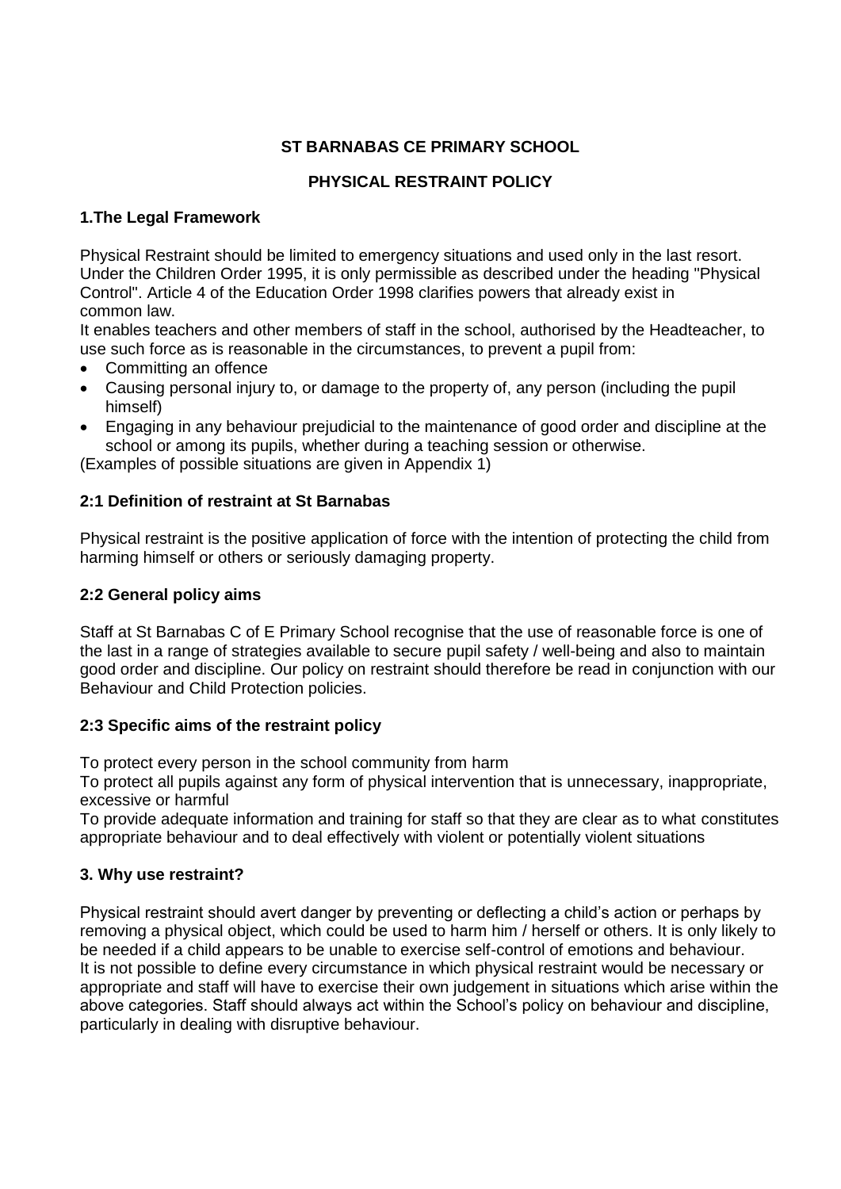**ST BARNABAS CE PRIMARY SCHOOL**

**PHYSICAL RESTRAINT POLICY**

## 1.The Legal Framework

Physical Restraint should be limited to emergency situations and used only in the last resort. Under the Children Order 1995, it is only permissible as described under the heading "Physical Control". Article 4 of the Education Order 1998 clarifies powers that already exist in common law.

It enables teachers and other members of staff in the school, authorised by the Headteacher, to use such force as is reasonable in the circumstances, to prevent a pupil from:

- Committing an offence
- Causing personal injury to, or damage to the property of, any person (including the pupil himself)
- Engaging in any behaviour prejudicial to the maintenance of good order and discipline at the school or among its pupils, whether during a teaching session or otherwise.

(Examples of possible situations are given in Appendix 1)

## 2:1 Definition of restraint at St Barnabas

Physical restraint is the positive application of force with the intention of protecting the child from harming himself or others or seriously damaging property.

## 2:2 General policy aims

Staff at St Barnabas C of E Primary School recognise that the use of reasonable force is one of the last in a range of strategies available to secure pupil safety / well-being and also to maintain good order and discipline. Our policy on restraint should therefore be read in conjunction with our Behaviour and Child Protection policies.

## 2:3 Specific aims of the restraint policy

To protect every person in the school community from harm

To protect all pupils against any form of physical intervention that is unnecessary, inappropriate, excessive or harmful

To provide adequate information and training for staff so that they are clear as to what constitutes appropriate behaviour and to deal effectively with violent or potentially violent situations

## 3. Why use restraint?

Physical restraint should avert danger by preventing or deflecting a child's action or perhaps by removing a physical object, which could be used to harm him / herself or others. It is only likely to be needed if a child appears to be unable to exercise self-control of emotions and behaviour.

It is not possible to define every circumstance in which physical restraint would be necessary or appropriate and staff will have to exercise their own judgement in situations which arise within the above categories. Staff should always act within the School's policy on behaviour and discipline, particularly in dealing with disruptive behaviour.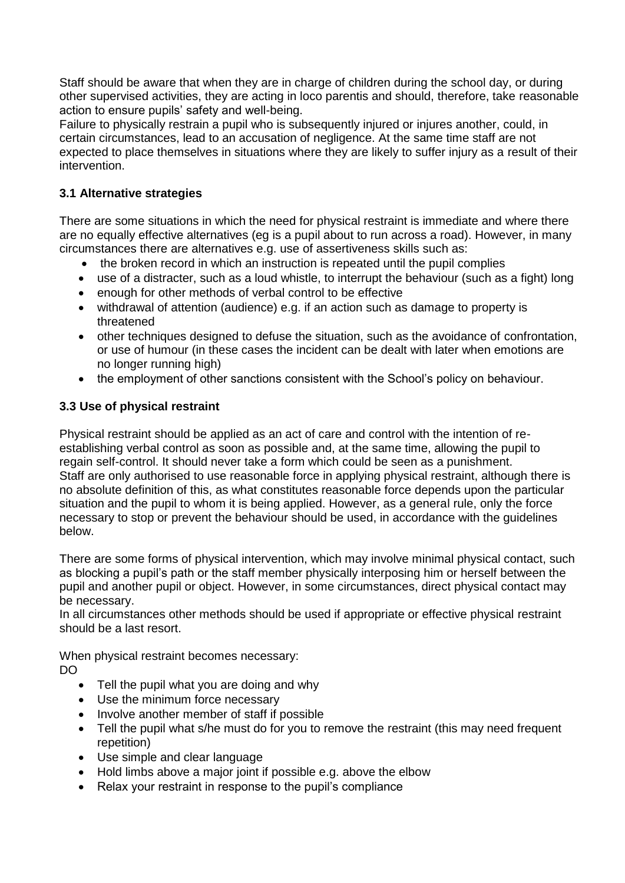Staff should be aware that when they are in charge of children during the school day, or during other supervised activities, they are acting in loco parentis and should, therefore, take reasonable action to ensure pupils' safety and well-being.

Failure to physically restrain a pupil who is subsequently injured or injures another, could, in certain circumstances, lead to an accusation of negligence. At the same time staff are not expected to place themselves in situations where they are likely to suffer injury as a result of their intervention.

### 3.1 Alternative strategies

There are some situations in which the need for physical restraint is immediate and where there are no equally effective alternatives (eg is a pupil about to run across a road). However, in many circumstances there are alternatives e.g. use of assertiveness skills such as:

- the broken record in which an instruction is repeated until the pupil complies
- use of a distracter, such as a loud whistle, to interrupt the behaviour (such as a fight) long
- enough for other methods of verbal control to be effective
- withdrawal of attention (audience) e.g. if an action such as damage to property is threatened
- other techniques designed to defuse the situation, such as the avoidance of confrontation, or use of humour (in these cases the incident can be dealt with later when emotions are no longer running high)
- the employment of other sanctions consistent with the School's policy on behaviour.

### 3.3 Use of physical restraint

Physical restraint should be applied as an act of care and control with the intention of re-establishing verbal control as soon as possible and, at the same time, allowing the pupil to regain self-control. It should never take a form which could be seen as a punishment.

Staff are only authorised to use reasonable force in applying physical restraint, although there is no absolute definition of this, as what constitutes reasonable force depends upon the particular situation and the pupil to whom it is being applied. However, as a general rule, only the force necessary to stop or prevent the behaviour should be used, in accordance with the guidelines below.

There are some forms of physical intervention, which may involve minimal physical contact, such as blocking a pupil's path or the staff member physically interposing him or herself between the pupil and another pupil or object. However, in some circumstances, direct physical contact may be necessary.

In all circumstances other methods should be used if appropriate or effective physical restraint should be a last resort.

When physical restraint becomes necessary:

DO

- Tell the pupil what you are doing and why
- Use the minimum force necessary
- Involve another member of staff if possible
- Tell the pupil what s/he must do for you to remove the restraint (this may need frequent repetition)
- Use simple and clear language
- Hold limbs above a major joint if possible e.g. above the elbow
- Relax your restraint in response to the pupil's compliance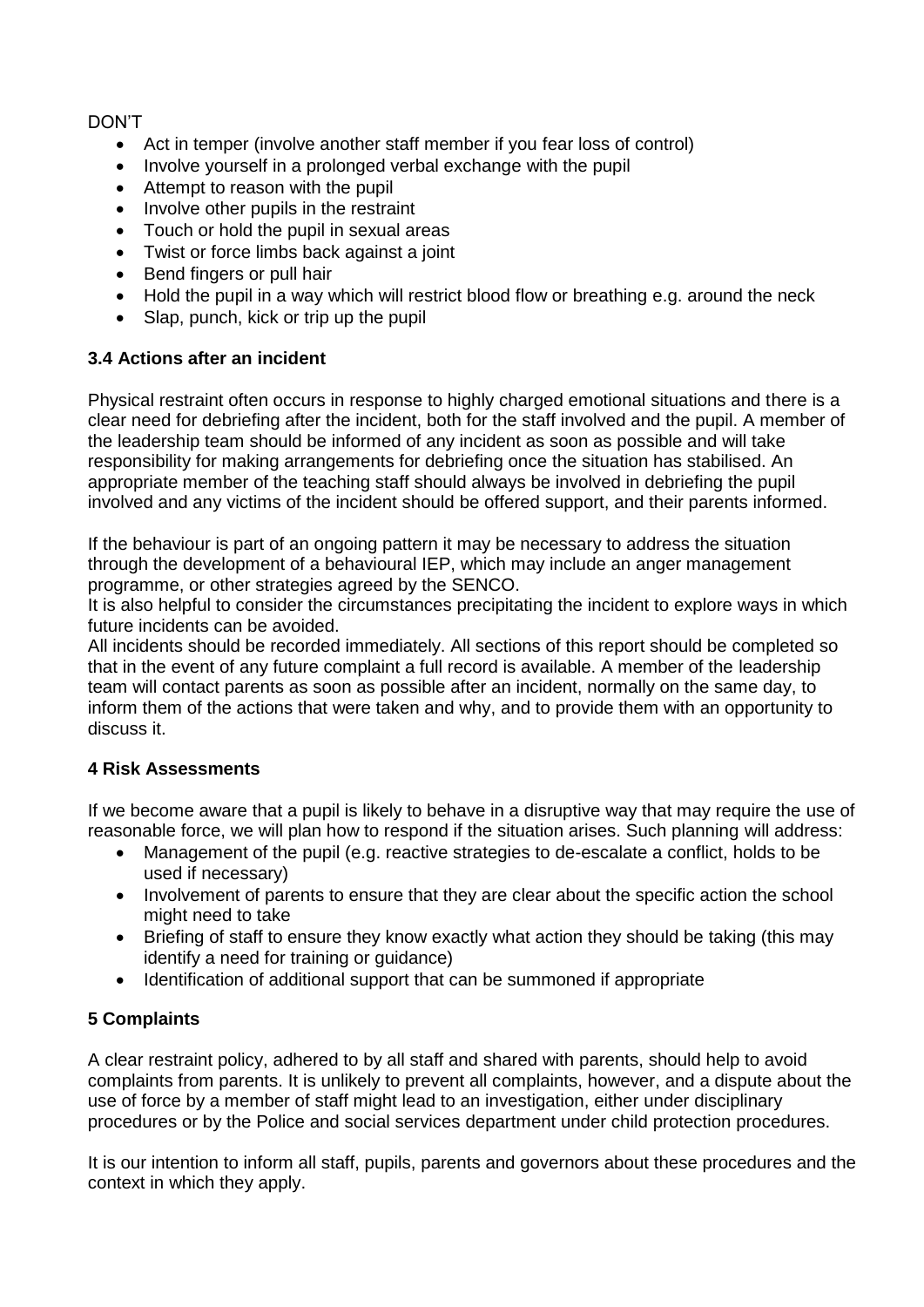DON'T

- Act in temper (involve another staff member if you fear loss of control)
- Involve yourself in a prolonged verbal exchange with the pupil
- Attempt to reason with the pupil
- Involve other pupils in the restraint
- Touch or hold the pupil in sexual areas
- Twist or force limbs back against a joint
- Bend fingers or pull hair
- Hold the pupil in a way which will restrict blood flow or breathing e.g. around the neck
- Slap, punch, kick or trip up the pupil

### 3.4 Actions after an incident

Physical restraint often occurs in response to highly charged emotional situations and there is a clear need for debriefing after the incident, both for the staff involved and the pupil. A member of the leadership team should be informed of any incident as soon as possible and will take responsibility for making arrangements for debriefing once the situation has stabilised. An appropriate member of the teaching staff should always be involved in debriefing the pupil involved and any victims of the incident should be offered support, and their parents informed.

If the behaviour is part of an ongoing pattern it may be necessary to address the situation through the development of a behavioural IEP, which may include an anger management programme, or other strategies agreed by the SENCO.
It is also helpful to consider the circumstances precipitating the incident to explore ways in which future incidents can be avoided.
All incidents should be recorded immediately. All sections of this report should be completed so that in the event of any future complaint a full record is available. A member of the leadership team will contact parents as soon as possible after an incident, normally on the same day, to inform them of the actions that were taken and why, and to provide them with an opportunity to discuss it.

## 4 Risk Assessments

If we become aware that a pupil is likely to behave in a disruptive way that may require the use of reasonable force, we will plan how to respond if the situation arises. Such planning will address:

- Management of the pupil (e.g. reactive strategies to de-escalate a conflict, holds to be used if necessary)
- Involvement of parents to ensure that they are clear about the specific action the school might need to take
- Briefing of staff to ensure they know exactly what action they should be taking (this may identify a need for training or guidance)
- Identification of additional support that can be summoned if appropriate

## 5 Complaints

A clear restraint policy, adhered to by all staff and shared with parents, should help to avoid complaints from parents. It is unlikely to prevent all complaints, however, and a dispute about the use of force by a member of staff might lead to an investigation, either under disciplinary procedures or by the Police and social services department under child protection procedures.

It is our intention to inform all staff, pupils, parents and governors about these procedures and the context in which they apply.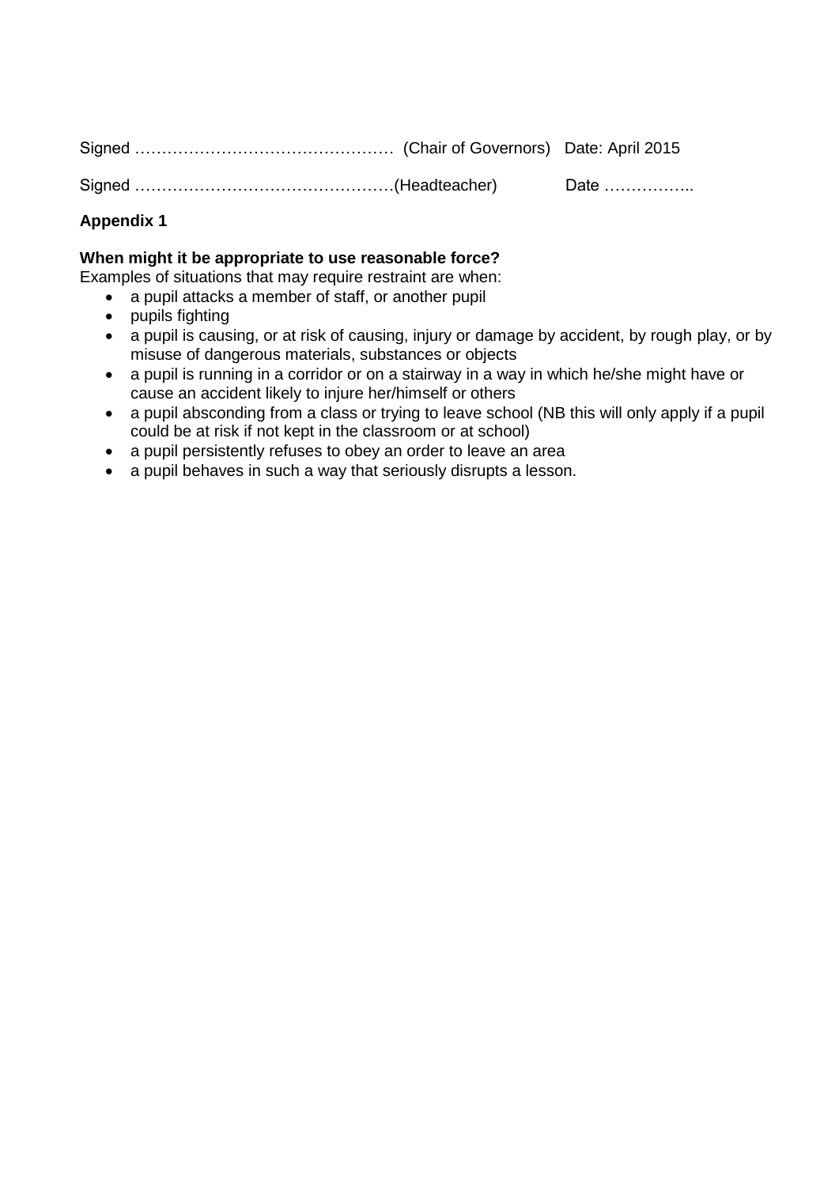Signed ………………………………………… (Chair of Governors) Date: April 2015

Signed ……………………………………….(Headteacher) Date ……………..

**Appendix 1**

**When might it be appropriate to use reasonable force?**

Examples of situations that may require restraint are when:

- a pupil attacks a member of staff, or another pupil
- pupils fighting
- a pupil is causing, or at risk of causing, injury or damage by accident, by rough play, or by misuse of dangerous materials, substances or objects
- a pupil is running in a corridor or on a stairway in a way in which he/she might have or cause an accident likely to injure her/himself or others
- a pupil absconding from a class or trying to leave school (NB this will only apply if a pupil could be at risk if not kept in the classroom or at school)
- a pupil persistently refuses to obey an order to leave an area
- a pupil behaves in such a way that seriously disrupts a lesson.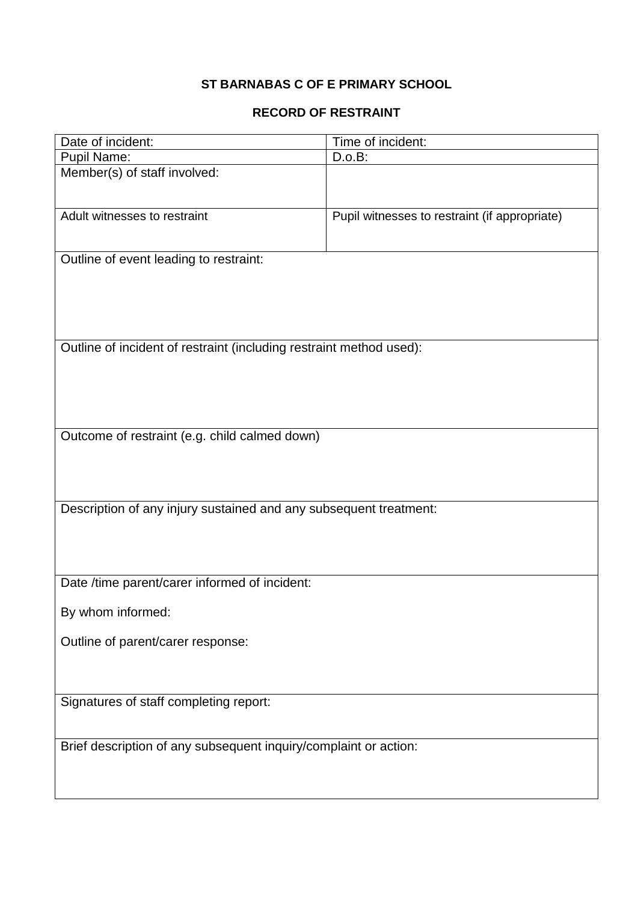**ST BARNABAS C OF E PRIMARY SCHOOL**

**RECORD OF RESTRAINT**

| | |
|---|---|
| Date of incident: | Time of incident: |
| Pupil Name: | D.o.B: |
| Member(s) of staff involved: | |
| Adult witnesses to restraint | Pupil witnesses to restraint (if appropriate) |
| Outline of event leading to restraint: | |
| Outline of incident of restraint (including restraint method used): | |
| Outcome of restraint (e.g. child calmed down) | |
| Description of any injury sustained and any subsequent treatment: | |
| Date /time parent/carer informed of incident:<br><br>By whom informed:<br><br>Outline of parent/carer response: | |
| Signatures of staff completing report: | |
| Brief description of any subsequent inquiry/complaint or action: | |